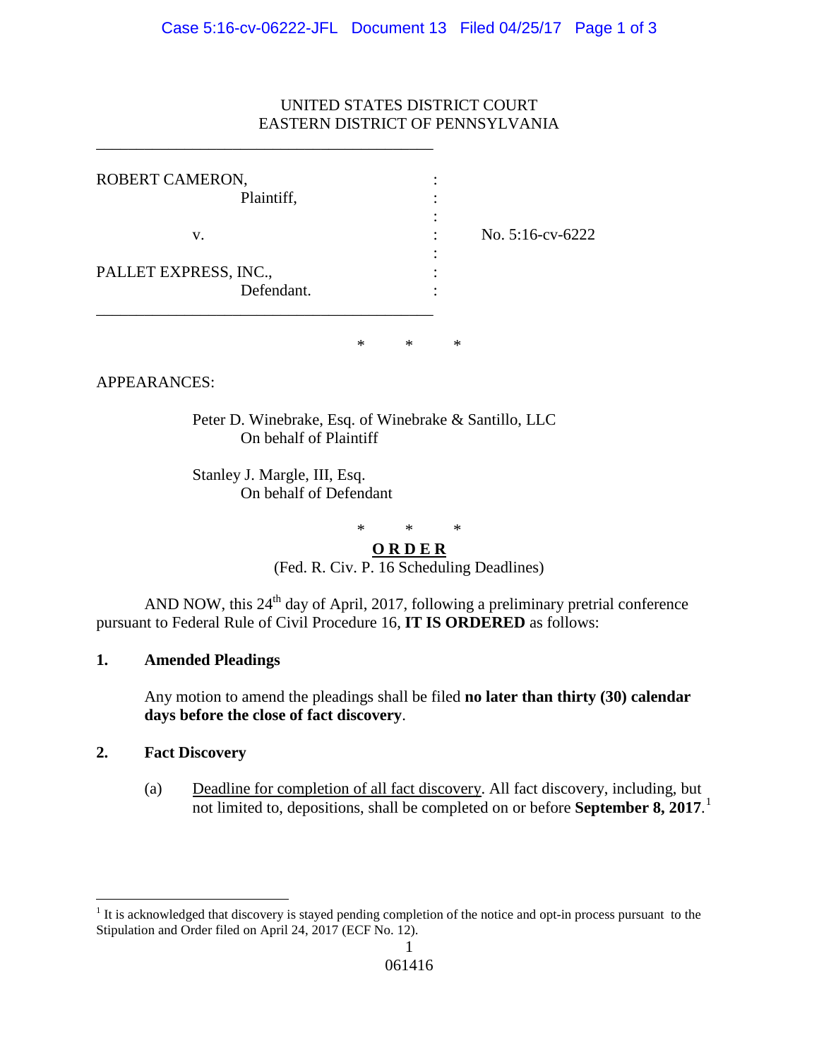UNITED STATES DISTRICT COURT
EASTERN DISTRICT OF PENNSYLVANIA

| | | |
|---|---|---|
| ROBERT CAMERON, Plaintiff, | : | |
| v. | : | No. 5:16-cv-6222 |
| PALLET EXPRESS, INC., Defendant. | : | |

\* \* \*

APPEARANCES:

Peter D. Winebrake, Esq. of Winebrake & Santillo, LLC
On behalf of Plaintiff

Stanley J. Margle, III, Esq.
On behalf of Defendant

\* \* \*

**O R D E R**
(Fed. R. Civ. P. 16 Scheduling Deadlines)

AND NOW, this 24th day of April, 2017, following a preliminary pretrial conference pursuant to Federal Rule of Civil Procedure 16, **IT IS ORDERED** as follows:

**1. Amended Pleadings**

Any motion to amend the pleadings shall be filed **no later than thirty (30) calendar days before the close of fact discovery**.

**2. Fact Discovery**

(a) Deadline for completion of all fact discovery. All fact discovery, including, but not limited to, depositions, shall be completed on or before **September 8, 2017**.[1]

[1] It is acknowledged that discovery is stayed pending completion of the notice and opt-in process pursuant to the Stipulation and Order filed on April 24, 2017 (ECF No. 12).

061416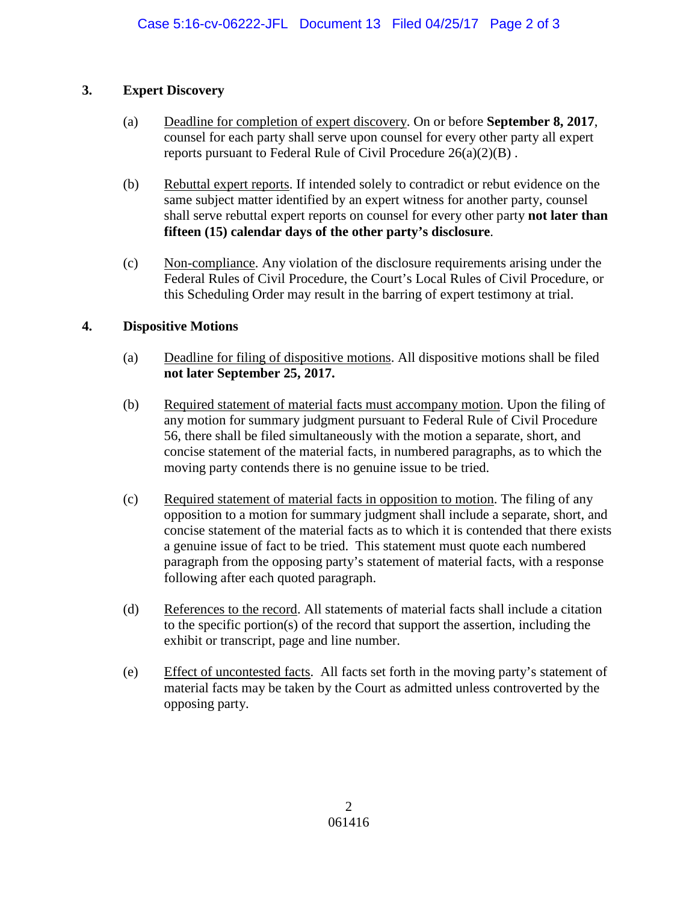## 3. Expert Discovery

(a) Deadline for completion of expert discovery. On or before **September 8, 2017**, counsel for each party shall serve upon counsel for every other party all expert reports pursuant to Federal Rule of Civil Procedure 26(a)(2)(B) .

(b) Rebuttal expert reports. If intended solely to contradict or rebut evidence on the same subject matter identified by an expert witness for another party, counsel shall serve rebuttal expert reports on counsel for every other party **not later than fifteen (15) calendar days of the other party's disclosure**.

(c) Non-compliance. Any violation of the disclosure requirements arising under the Federal Rules of Civil Procedure, the Court's Local Rules of Civil Procedure, or this Scheduling Order may result in the barring of expert testimony at trial.

## 4. Dispositive Motions

(a) Deadline for filing of dispositive motions. All dispositive motions shall be filed **not later September 25, 2017.**

(b) Required statement of material facts must accompany motion. Upon the filing of any motion for summary judgment pursuant to Federal Rule of Civil Procedure 56, there shall be filed simultaneously with the motion a separate, short, and concise statement of the material facts, in numbered paragraphs, as to which the moving party contends there is no genuine issue to be tried.

(c) Required statement of material facts in opposition to motion. The filing of any opposition to a motion for summary judgment shall include a separate, short, and concise statement of the material facts as to which it is contended that there exists a genuine issue of fact to be tried. This statement must quote each numbered paragraph from the opposing party's statement of material facts, with a response following after each quoted paragraph.

(d) References to the record. All statements of material facts shall include a citation to the specific portion(s) of the record that support the assertion, including the exhibit or transcript, page and line number.

(e) Effect of uncontested facts. All facts set forth in the moving party's statement of material facts may be taken by the Court as admitted unless controverted by the opposing party.

061416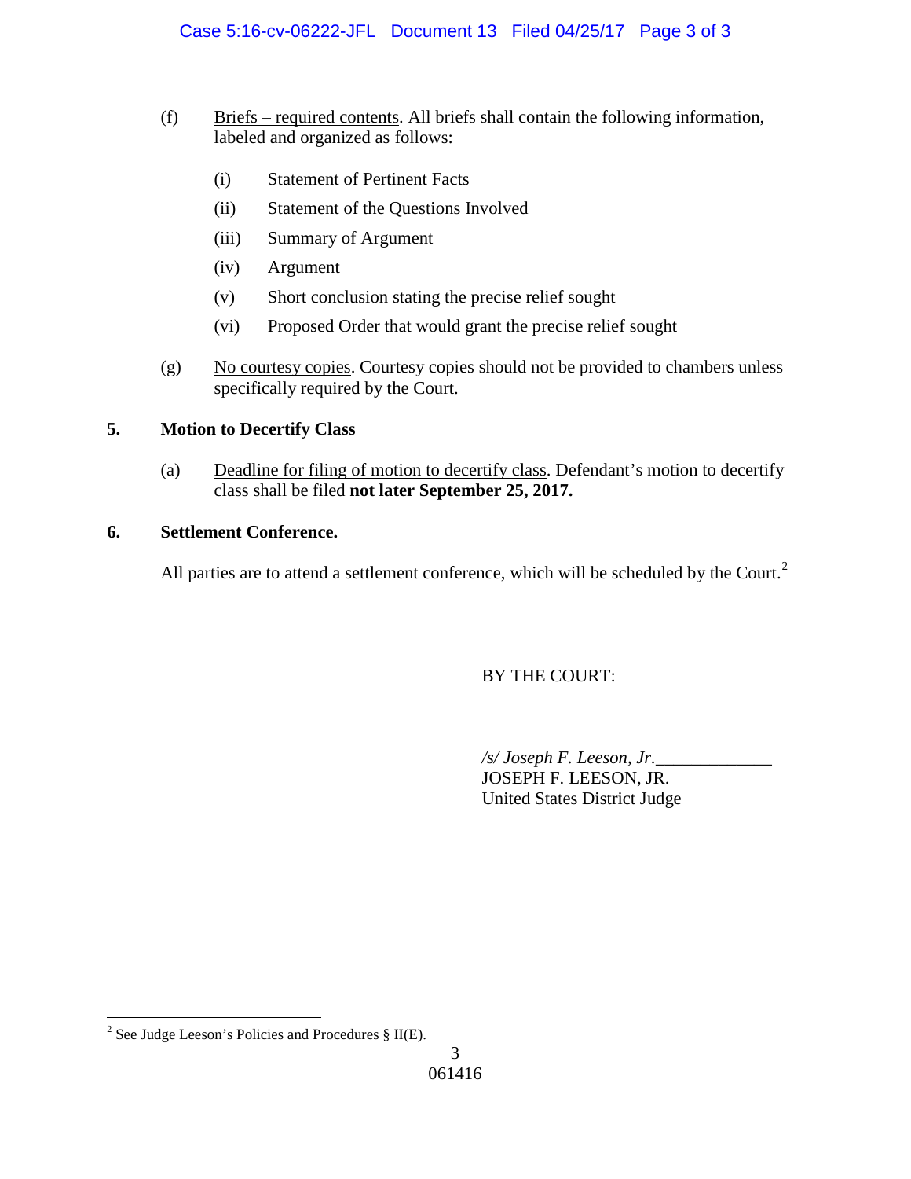(f) Briefs – required contents. All briefs shall contain the following information, labeled and organized as follows:

- (i) Statement of Pertinent Facts
- (ii) Statement of the Questions Involved
- (iii) Summary of Argument
- (iv) Argument
- (v) Short conclusion stating the precise relief sought
- (vi) Proposed Order that would grant the precise relief sought

(g) No courtesy copies. Courtesy copies should not be provided to chambers unless specifically required by the Court.

**5. Motion to Decertify Class**

(a) Deadline for filing of motion to decertify class. Defendant's motion to decertify class shall be filed **not later September 25, 2017.**

**6. Settlement Conference.**

All parties are to attend a settlement conference, which will be scheduled by the Court.[2]

BY THE COURT:

*/s/ Joseph F. Leeson, Jr.*
JOSEPH F. LEESON, JR.
United States District Judge

[2] See Judge Leeson's Policies and Procedures § II(E).

061416